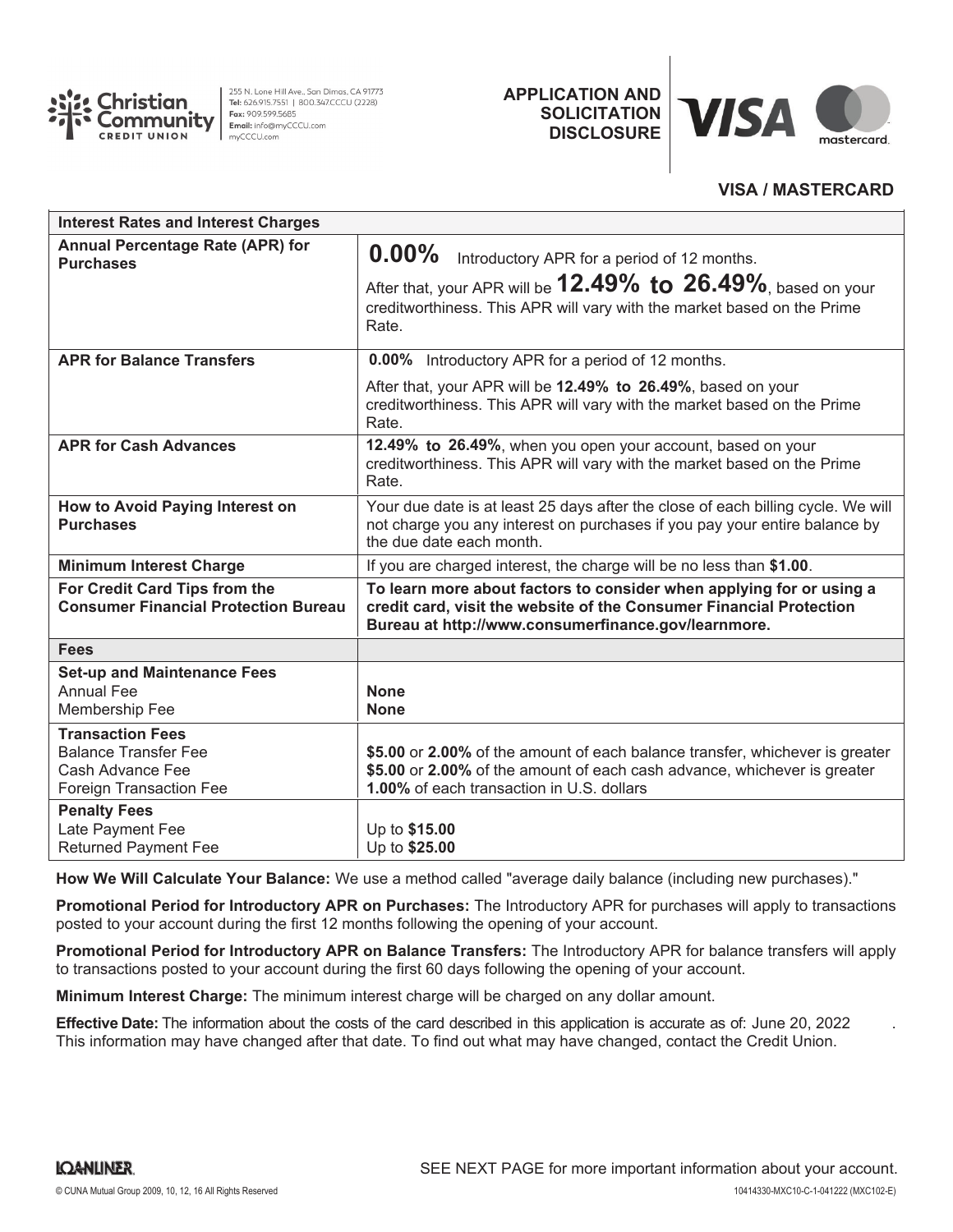Christian Community Credit Union

255 N. Lone Hill Ave., San Dimas, CA 91773
**Tel:** 626.915.7551 | 800.347.CCCU (2228)
**Fax:** 909.599.5685
**Email:** info@myCCCU.com
myCCCU.com

# APPLICATION AND SOLICITATION DISCLOSURE

## VISA / MASTERCARD

| Interest Rates and Interest Charges | |
|---|---|
| **Annual Percentage Rate (APR) for Purchases** | **0.00%** Introductory APR for a period of 12 months. After that, your APR will be **12.49% to 26.49%**, based on your creditworthiness. This APR will vary with the market based on the Prime Rate. |
| **APR for Balance Transfers** | **0.00%** Introductory APR for a period of 12 months. After that, your APR will be **12.49% to 26.49%**, based on your creditworthiness. This APR will vary with the market based on the Prime Rate. |
| **APR for Cash Advances** | **12.49% to 26.49%**, when you open your account, based on your creditworthiness. This APR will vary with the market based on the Prime Rate. |
| **How to Avoid Paying Interest on Purchases** | Your due date is at least 25 days after the close of each billing cycle. We will not charge you any interest on purchases if you pay your entire balance by the due date each month. |
| **Minimum Interest Charge** | If you are charged interest, the charge will be no less than **$1.00**. |
| **For Credit Card Tips from the Consumer Financial Protection Bureau** | **To learn more about factors to consider when applying for or using a credit card, visit the website of the Consumer Financial Protection Bureau at http://www.consumerfinance.gov/learnmore.** |
| **Fees** | |
| **Set-up and Maintenance Fees** | |
| Annual Fee | **None** |
| Membership Fee | **None** |
| **Transaction Fees** | |
| Balance Transfer Fee | **$5.00** or **2.00%** of the amount of each balance transfer, whichever is greater |
| Cash Advance Fee | **$5.00** or **2.00%** of the amount of each cash advance, whichever is greater |
| Foreign Transaction Fee | **1.00%** of each transaction in U.S. dollars |
| **Penalty Fees** | |
| Late Payment Fee | Up to **$15.00** |
| Returned Payment Fee | Up to **$25.00** |

**How We Will Calculate Your Balance:** We use a method called "average daily balance (including new purchases)."

**Promotional Period for Introductory APR on Purchases:** The Introductory APR for purchases will apply to transactions posted to your account during the first 12 months following the opening of your account.

**Promotional Period for Introductory APR on Balance Transfers:** The Introductory APR for balance transfers will apply to transactions posted to your account during the first 60 days following the opening of your account.

**Minimum Interest Charge:** The minimum interest charge will be charged on any dollar amount.

**Effective Date:** The information about the costs of the card described in this application is accurate as of: June 20, 2022 . This information may have changed after that date. To find out what may have changed, contact the Credit Union.

SEE NEXT PAGE for more important information about your account.

© CUNA Mutual Group 2009, 10, 12, 16 All Rights Reserved

10414330-MXC10-C-1-041222 (MXC102-E)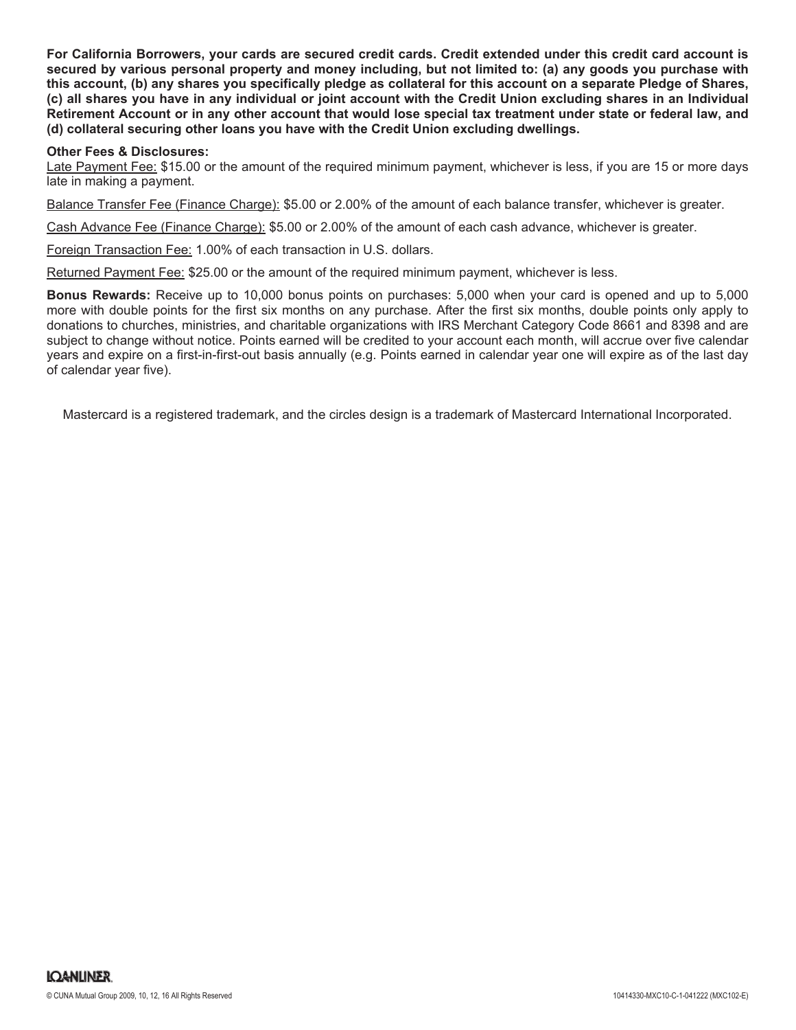**For California Borrowers, your cards are secured credit cards. Credit extended under this credit card account is secured by various personal property and money including, but not limited to: (a) any goods you purchase with this account, (b) any shares you specifically pledge as collateral for this account on a separate Pledge of Shares, (c) all shares you have in any individual or joint account with the Credit Union excluding shares in an Individual Retirement Account or in any other account that would lose special tax treatment under state or federal law, and (d) collateral securing other loans you have with the Credit Union excluding dwellings.**

**Other Fees & Disclosures:**

Late Payment Fee: $15.00 or the amount of the required minimum payment, whichever is less, if you are 15 or more days late in making a payment.

Balance Transfer Fee (Finance Charge): $5.00 or 2.00% of the amount of each balance transfer, whichever is greater.

Cash Advance Fee (Finance Charge): $5.00 or 2.00% of the amount of each cash advance, whichever is greater.

Foreign Transaction Fee: 1.00% of each transaction in U.S. dollars.

Returned Payment Fee: $25.00 or the amount of the required minimum payment, whichever is less.

**Bonus Rewards:** Receive up to 10,000 bonus points on purchases: 5,000 when your card is opened and up to 5,000 more with double points for the first six months on any purchase. After the first six months, double points only apply to donations to churches, ministries, and charitable organizations with IRS Merchant Category Code 8661 and 8398 and are subject to change without notice. Points earned will be credited to your account each month, will accrue over five calendar years and expire on a first-in-first-out basis annually (e.g. Points earned in calendar year one will expire as of the last day of calendar year five).

Mastercard is a registered trademark, and the circles design is a trademark of Mastercard International Incorporated.

LOANLINER

© CUNA Mutual Group 2009, 10, 12, 16 All Rights Reserved

10414330-MXC10-C-1-041222 (MXC102-E)